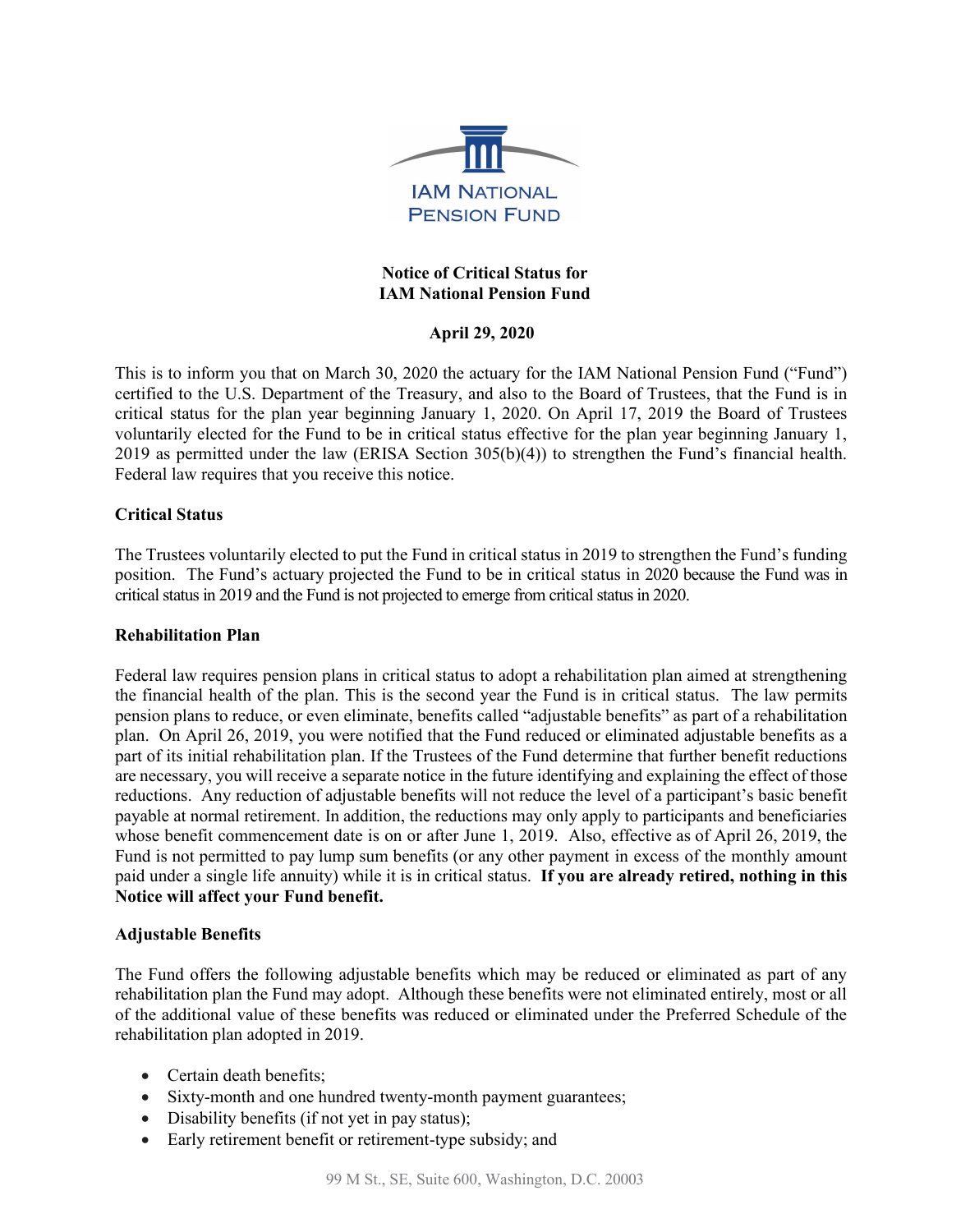IAM NATIONAL PENSION FUND

# Notice of Critical Status for IAM National Pension Fund

**April 29, 2020**

This is to inform you that on March 30, 2020 the actuary for the IAM National Pension Fund ("Fund") certified to the U.S. Department of the Treasury, and also to the Board of Trustees, that the Fund is in critical status for the plan year beginning January 1, 2020. On April 17, 2019 the Board of Trustees voluntarily elected for the Fund to be in critical status effective for the plan year beginning January 1, 2019 as permitted under the law (ERISA Section 305(b)(4)) to strengthen the Fund's financial health. Federal law requires that you receive this notice.

## Critical Status

The Trustees voluntarily elected to put the Fund in critical status in 2019 to strengthen the Fund's funding position. The Fund's actuary projected the Fund to be in critical status in 2020 because the Fund was in critical status in 2019 and the Fund is not projected to emerge from critical status in 2020.

## Rehabilitation Plan

Federal law requires pension plans in critical status to adopt a rehabilitation plan aimed at strengthening the financial health of the plan. This is the second year the Fund is in critical status. The law permits pension plans to reduce, or even eliminate, benefits called "adjustable benefits" as part of a rehabilitation plan. On April 26, 2019, you were notified that the Fund reduced or eliminated adjustable benefits as a part of its initial rehabilitation plan. If the Trustees of the Fund determine that further benefit reductions are necessary, you will receive a separate notice in the future identifying and explaining the effect of those reductions. Any reduction of adjustable benefits will not reduce the level of a participant's basic benefit payable at normal retirement. In addition, the reductions may only apply to participants and beneficiaries whose benefit commencement date is on or after June 1, 2019. Also, effective as of April 26, 2019, the Fund is not permitted to pay lump sum benefits (or any other payment in excess of the monthly amount paid under a single life annuity) while it is in critical status. **If you are already retired, nothing in this Notice will affect your Fund benefit.**

## Adjustable Benefits

The Fund offers the following adjustable benefits which may be reduced or eliminated as part of any rehabilitation plan the Fund may adopt. Although these benefits were not eliminated entirely, most or all of the additional value of these benefits was reduced or eliminated under the Preferred Schedule of the rehabilitation plan adopted in 2019.

- Certain death benefits;
- Sixty-month and one hundred twenty-month payment guarantees;
- Disability benefits (if not yet in pay status);
- Early retirement benefit or retirement-type subsidy; and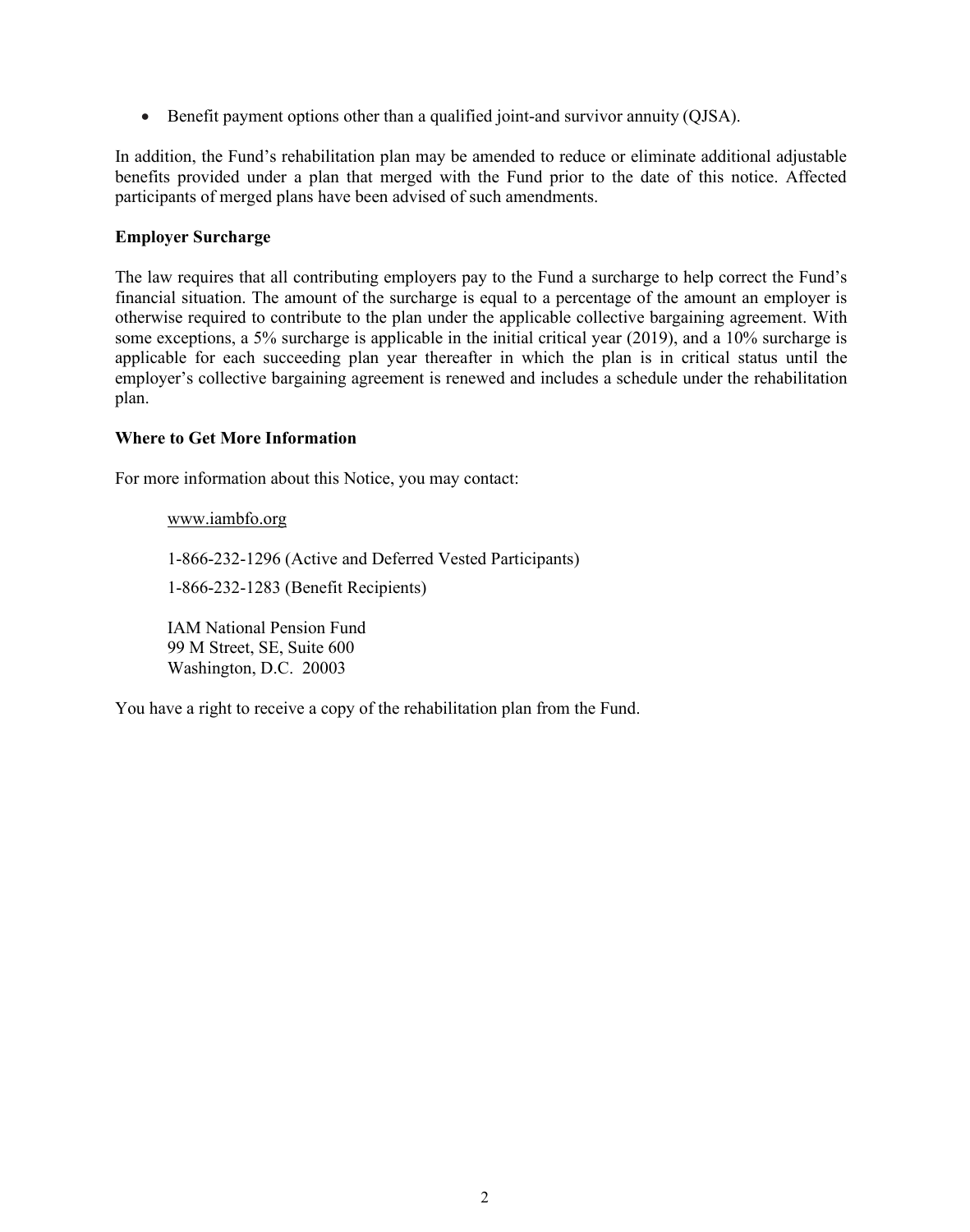- Benefit payment options other than a qualified joint-and survivor annuity (QJSA).

In addition, the Fund's rehabilitation plan may be amended to reduce or eliminate additional adjustable benefits provided under a plan that merged with the Fund prior to the date of this notice. Affected participants of merged plans have been advised of such amendments.

**Employer Surcharge**

The law requires that all contributing employers pay to the Fund a surcharge to help correct the Fund's financial situation. The amount of the surcharge is equal to a percentage of the amount an employer is otherwise required to contribute to the plan under the applicable collective bargaining agreement. With some exceptions, a 5% surcharge is applicable in the initial critical year (2019), and a 10% surcharge is applicable for each succeeding plan year thereafter in which the plan is in critical status until the employer's collective bargaining agreement is renewed and includes a schedule under the rehabilitation plan.

**Where to Get More Information**

For more information about this Notice, you may contact:

www.iambfo.org

1-866-232-1296 (Active and Deferred Vested Participants)

1-866-232-1283 (Benefit Recipients)

IAM National Pension Fund
99 M Street, SE, Suite 600
Washington, D.C. 20003

You have a right to receive a copy of the rehabilitation plan from the Fund.